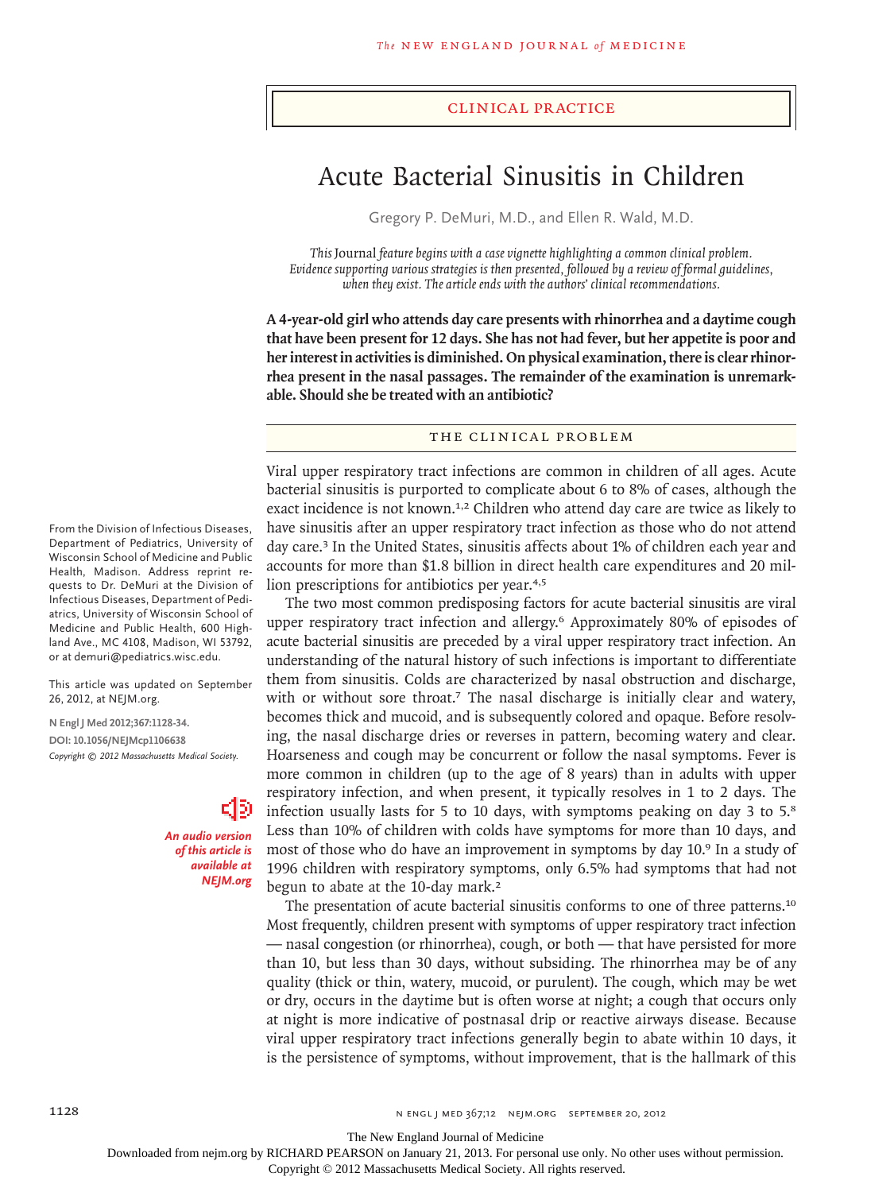## Clinical Practice

# Acute Bacterial Sinusitis in Children

Gregory P. DeMuri, M.D., and Ellen R. Wald, M.D.

*This* Journal *feature begins with a case vignette highlighting a common clinical problem. Evidence supporting various strategies is then presented, followed by a review of formal guidelines, when they exist. The article ends with the authors' clinical recommendations.*

**A 4-year-old girl who attends day care presents with rhinorrhea and a daytime cough that have been present for 12 days. She has not had fever, but her appetite is poor and her interest in activities is diminished. On physical examination, there is clear rhinorrhea present in the nasal passages. The remainder of the examination is unremarkable. Should she be treated with an antibiotic?**

## The Clinical Problem

Viral upper respiratory tract infections are common in children of all ages. Acute bacterial sinusitis is purported to complicate about 6 to 8% of cases, although the exact incidence is not known.[1,2] Children who attend day care are twice as likely to have sinusitis after an upper respiratory tract infection as those who do not attend day care.[3] In the United States, sinusitis affects about 1% of children each year and accounts for more than $1.8 billion in direct health care expenditures and 20 million prescriptions for antibiotics per year.[4,5]

The two most common predisposing factors for acute bacterial sinusitis are viral upper respiratory tract infection and allergy.[6] Approximately 80% of episodes of acute bacterial sinusitis are preceded by a viral upper respiratory tract infection. An understanding of the natural history of such infections is important to differentiate them from sinusitis. Colds are characterized by nasal obstruction and discharge, with or without sore throat.[7] The nasal discharge is initially clear and watery, becomes thick and mucoid, and is subsequently colored and opaque. Before resolving, the nasal discharge dries or reverses in pattern, becoming watery and clear. Hoarseness and cough may be concurrent or follow the nasal symptoms. Fever is more common in children (up to the age of 8 years) than in adults with upper respiratory infection, and when present, it typically resolves in 1 to 2 days. The infection usually lasts for 5 to 10 days, with symptoms peaking on day 3 to 5.[8] Less than 10% of children with colds have symptoms for more than 10 days, and most of those who do have an improvement in symptoms by day 10.[9] In a study of 1996 children with respiratory symptoms, only 6.5% had symptoms that had not begun to abate at the 10-day mark.[2]

The presentation of acute bacterial sinusitis conforms to one of three patterns.[10] Most frequently, children present with symptoms of upper respiratory tract infection — nasal congestion (or rhinorrhea), cough, or both — that have persisted for more than 10, but less than 30 days, without subsiding. The rhinorrhea may be of any quality (thick or thin, watery, mucoid, or purulent). The cough, which may be wet or dry, occurs in the daytime but is often worse at night; a cough that occurs only at night is more indicative of postnasal drip or reactive airways disease. Because viral upper respiratory tract infections generally begin to abate within 10 days, it is the persistence of symptoms, without improvement, that is the hallmark of this

From the Division of Infectious Diseases, Department of Pediatrics, University of Wisconsin School of Medicine and Public Health, Madison. Address reprint requests to Dr. DeMuri at the Division of Infectious Diseases, Department of Pediatrics, University of Wisconsin School of Medicine and Public Health, 600 Highland Ave., MC 4108, Madison, WI 53792, or at demuri@pediatrics.wisc.edu.

This article was updated on September 26, 2012, at NEJM.org.

N Engl J Med 2012;367:1128-34.
DOI: 10.1056/NEJMcp1106638
Copyright © 2012 Massachusetts Medical Society.

*An audio version of this article is available at NEJM.org*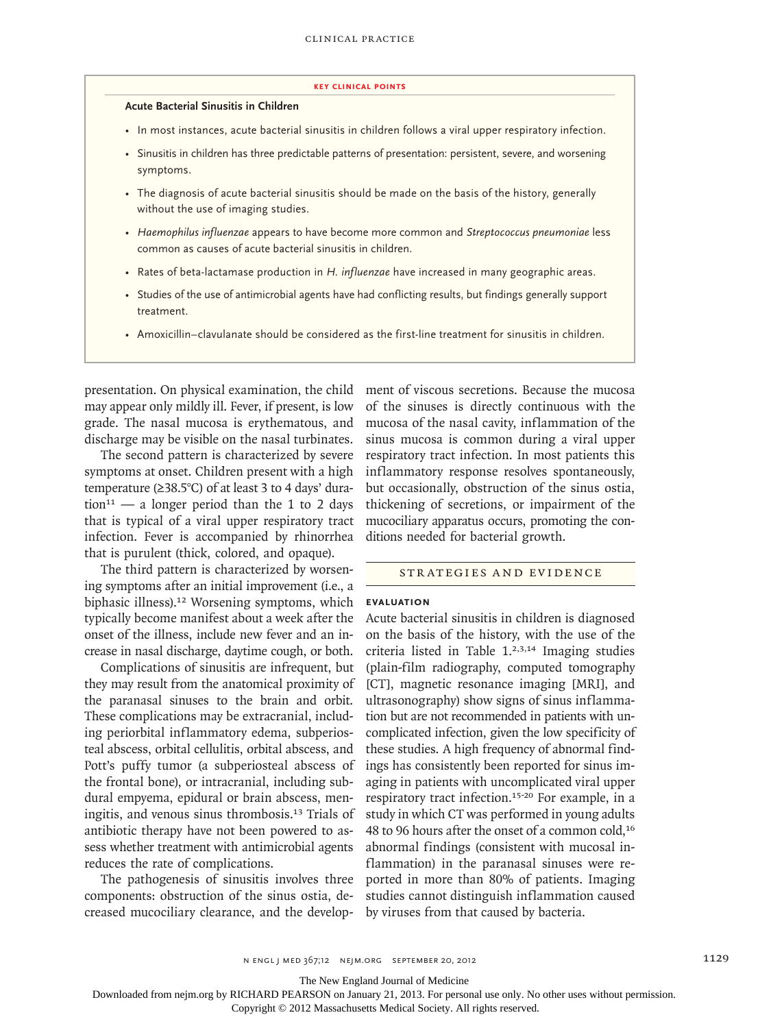## KEY CLINICAL POINTS

**Acute Bacterial Sinusitis in Children**

- In most instances, acute bacterial sinusitis in children follows a viral upper respiratory infection.
- Sinusitis in children has three predictable patterns of presentation: persistent, severe, and worsening symptoms.
- The diagnosis of acute bacterial sinusitis should be made on the basis of the history, generally without the use of imaging studies.
- *Haemophilus influenzae* appears to have become more common and *Streptococcus pneumoniae* less common as causes of acute bacterial sinusitis in children.
- Rates of beta-lactamase production in *H. influenzae* have increased in many geographic areas.
- Studies of the use of antimicrobial agents have had conflicting results, but findings generally support treatment.
- Amoxicillin–clavulanate should be considered as the first-line treatment for sinusitis in children.

presentation. On physical examination, the child may appear only mildly ill. Fever, if present, is low grade. The nasal mucosa is erythematous, and discharge may be visible on the nasal turbinates.

The second pattern is characterized by severe symptoms at onset. Children present with a high temperature (≥38.5°C) of at least 3 to 4 days' duration[11] — a longer period than the 1 to 2 days that is typical of a viral upper respiratory tract infection. Fever is accompanied by rhinorrhea that is purulent (thick, colored, and opaque).

The third pattern is characterized by worsening symptoms after an initial improvement (i.e., a biphasic illness).[12] Worsening symptoms, which typically become manifest about a week after the onset of the illness, include new fever and an increase in nasal discharge, daytime cough, or both.

Complications of sinusitis are infrequent, but they may result from the anatomical proximity of the paranasal sinuses to the brain and orbit. These complications may be extracranial, including periorbital inflammatory edema, subperiosteal abscess, orbital cellulitis, orbital abscess, and Pott's puffy tumor (a subperiosteal abscess of the frontal bone), or intracranial, including subdural empyema, epidural or brain abscess, meningitis, and venous sinus thrombosis.[13] Trials of antibiotic therapy have not been powered to assess whether treatment with antimicrobial agents reduces the rate of complications.

The pathogenesis of sinusitis involves three components: obstruction of the sinus ostia, decreased mucociliary clearance, and the development of viscous secretions. Because the mucosa of the sinuses is directly continuous with the mucosa of the nasal cavity, inflammation of the sinus mucosa is common during a viral upper respiratory tract infection. In most patients this inflammatory response resolves spontaneously, but occasionally, obstruction of the sinus ostia, thickening of secretions, or impairment of the mucociliary apparatus occurs, promoting the conditions needed for bacterial growth.

## STRATEGIES AND EVIDENCE

### EVALUATION

Acute bacterial sinusitis in children is diagnosed on the basis of the history, with the use of the criteria listed in Table 1.[2,3,14] Imaging studies (plain-film radiography, computed tomography [CT], magnetic resonance imaging [MRI], and ultrasonography) show signs of sinus inflammation but are not recommended in patients with uncomplicated infection, given the low specificity of these studies. A high frequency of abnormal findings has consistently been reported for sinus imaging in patients with uncomplicated viral upper respiratory tract infection.[15-20] For example, in a study in which CT was performed in young adults 48 to 96 hours after the onset of a common cold,[16] abnormal findings (consistent with mucosal inflammation) in the paranasal sinuses were reported in more than 80% of patients. Imaging studies cannot distinguish inflammation caused by viruses from that caused by bacteria.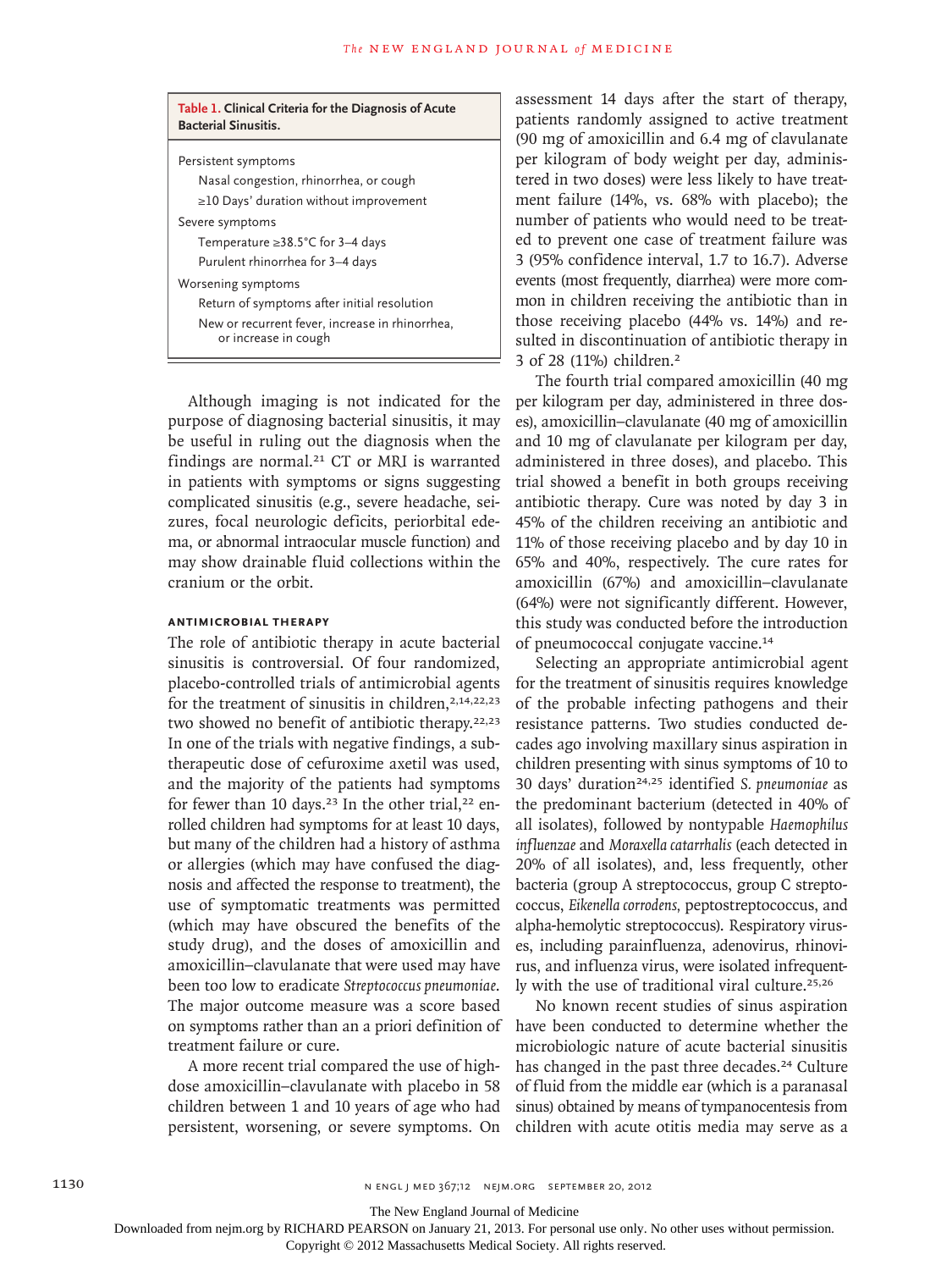**Table 1. Clinical Criteria for the Diagnosis of Acute Bacterial Sinusitis.**

| |
|---|
| Persistent symptoms |
| Nasal congestion, rhinorrhea, or cough |
| ≥10 Days' duration without improvement |
| Severe symptoms |
| Temperature ≥38.5°C for 3–4 days |
| Purulent rhinorrhea for 3–4 days |
| Worsening symptoms |
| Return of symptoms after initial resolution |
| New or recurrent fever, increase in rhinorrhea, or increase in cough |

Although imaging is not indicated for the purpose of diagnosing bacterial sinusitis, it may be useful in ruling out the diagnosis when the findings are normal.[21] CT or MRI is warranted in patients with symptoms or signs suggesting complicated sinusitis (e.g., severe headache, seizures, focal neurologic deficits, periorbital edema, or abnormal intraocular muscle function) and may show drainable fluid collections within the cranium or the orbit.

### ANTIMICROBIAL THERAPY

The role of antibiotic therapy in acute bacterial sinusitis is controversial. Of four randomized, placebo-controlled trials of antimicrobial agents for the treatment of sinusitis in children,[2,14,22,23] two showed no benefit of antibiotic therapy.[22,23] In one of the trials with negative findings, a subtherapeutic dose of cefuroxime axetil was used, and the majority of the patients had symptoms for fewer than 10 days.[23] In the other trial,[22] enrolled children had symptoms for at least 10 days, but many of the children had a history of asthma or allergies (which may have confused the diagnosis and affected the response to treatment), the use of symptomatic treatments was permitted (which may have obscured the benefits of the study drug), and the doses of amoxicillin and amoxicillin–clavulanate that were used may have been too low to eradicate *Streptococcus pneumoniae*. The major outcome measure was a score based on symptoms rather than an a priori definition of treatment failure or cure.

A more recent trial compared the use of high-dose amoxicillin–clavulanate with placebo in 58 children between 1 and 10 years of age who had persistent, worsening, or severe symptoms. On assessment 14 days after the start of therapy, patients randomly assigned to active treatment (90 mg of amoxicillin and 6.4 mg of clavulanate per kilogram of body weight per day, administered in two doses) were less likely to have treatment failure (14%, vs. 68% with placebo); the number of patients who would need to be treated to prevent one case of treatment failure was 3 (95% confidence interval, 1.7 to 16.7). Adverse events (most frequently, diarrhea) were more common in children receiving the antibiotic than in those receiving placebo (44% vs. 14%) and resulted in discontinuation of antibiotic therapy in 3 of 28 (11%) children.[2]

The fourth trial compared amoxicillin (40 mg per kilogram per day, administered in three doses), amoxicillin–clavulanate (40 mg of amoxicillin and 10 mg of clavulanate per kilogram per day, administered in three doses), and placebo. This trial showed a benefit in both groups receiving antibiotic therapy. Cure was noted by day 3 in 45% of the children receiving an antibiotic and 11% of those receiving placebo and by day 10 in 65% and 40%, respectively. The cure rates for amoxicillin (67%) and amoxicillin–clavulanate (64%) were not significantly different. However, this study was conducted before the introduction of pneumococcal conjugate vaccine.[14]

Selecting an appropriate antimicrobial agent for the treatment of sinusitis requires knowledge of the probable infecting pathogens and their resistance patterns. Two studies conducted decades ago involving maxillary sinus aspiration in children presenting with sinus symptoms of 10 to 30 days' duration[24,25] identified *S. pneumoniae* as the predominant bacterium (detected in 40% of all isolates), followed by nontypable *Haemophilus influenzae* and *Moraxella catarrhalis* (each detected in 20% of all isolates), and, less frequently, other bacteria (group A streptococcus, group C streptococcus, *Eikenella corrodens*, peptostreptococcus, and alpha-hemolytic streptococcus). Respiratory viruses, including parainfluenza, adenovirus, rhinovirus, and influenza virus, were isolated infrequently with the use of traditional viral culture.[25,26]

No known recent studies of sinus aspiration have been conducted to determine whether the microbiologic nature of acute bacterial sinusitis has changed in the past three decades.[24] Culture of fluid from the middle ear (which is a paranasal sinus) obtained by means of tympanocentesis from children with acute otitis media may serve as a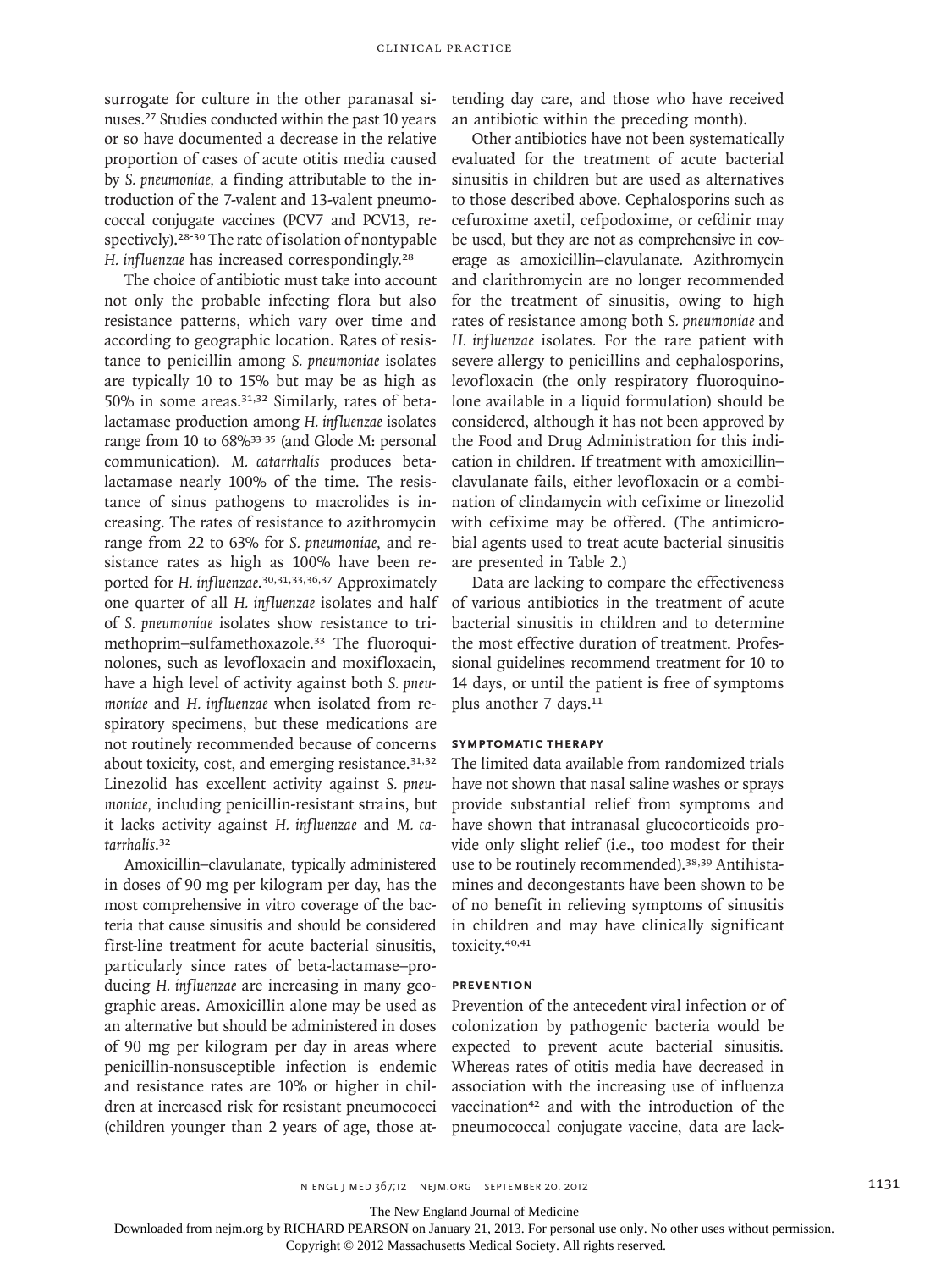surrogate for culture in the other paranasal sinuses.[27] Studies conducted within the past 10 years or so have documented a decrease in the relative proportion of cases of acute otitis media caused by *S. pneumoniae,* a finding attributable to the introduction of the 7-valent and 13-valent pneumococcal conjugate vaccines (PCV7 and PCV13, respectively).[28-30] The rate of isolation of nontypable *H. influenzae* has increased correspondingly.[28]

The choice of antibiotic must take into account not only the probable infecting flora but also resistance patterns, which vary over time and according to geographic location. Rates of resistance to penicillin among *S. pneumoniae* isolates are typically 10 to 15% but may be as high as 50% in some areas.[31,32] Similarly, rates of beta-lactamase production among *H. influenzae* isolates range from 10 to 68%[33-35] (and Glode M: personal communication). *M. catarrhalis* produces beta-lactamase nearly 100% of the time. The resistance of sinus pathogens to macrolides is increasing. The rates of resistance to azithromycin range from 22 to 63% for *S. pneumoniae*, and resistance rates as high as 100% have been reported for *H. influenzae*.[30,31,33,36,37] Approximately one quarter of all *H. influenzae* isolates and half of *S. pneumoniae* isolates show resistance to trimethoprim–sulfamethoxazole.[33] The fluoroquinolones, such as levofloxacin and moxifloxacin, have a high level of activity against both *S. pneumoniae* and *H. influenzae* when isolated from respiratory specimens, but these medications are not routinely recommended because of concerns about toxicity, cost, and emerging resistance.[31,32] Linezolid has excellent activity against *S. pneumoniae*, including penicillin-resistant strains, but it lacks activity against *H. influenzae* and *M. catarrhalis*.[32]

Amoxicillin–clavulanate, typically administered in doses of 90 mg per kilogram per day, has the most comprehensive in vitro coverage of the bacteria that cause sinusitis and should be considered first-line treatment for acute bacterial sinusitis, particularly since rates of beta-lactamase–producing *H. influenzae* are increasing in many geographic areas. Amoxicillin alone may be used as an alternative but should be administered in doses of 90 mg per kilogram per day in areas where penicillin-nonsusceptible infection is endemic and resistance rates are 10% or higher in children at increased risk for resistant pneumococci (children younger than 2 years of age, those attending day care, and those who have received an antibiotic within the preceding month).

Other antibiotics have not been systematically evaluated for the treatment of acute bacterial sinusitis in children but are used as alternatives to those described above. Cephalosporins such as cefuroxime axetil, cefpodoxime, or cefdinir may be used, but they are not as comprehensive in coverage as amoxicillin–clavulanate. Azithromycin and clarithromycin are no longer recommended for the treatment of sinusitis, owing to high rates of resistance among both *S. pneumoniae* and *H. influenzae* isolates. For the rare patient with severe allergy to penicillins and cephalosporins, levofloxacin (the only respiratory fluoroquinolone available in a liquid formulation) should be considered, although it has not been approved by the Food and Drug Administration for this indication in children. If treatment with amoxicillin–clavulanate fails, either levofloxacin or a combination of clindamycin with cefixime or linezolid with cefixime may be offered. (The antimicrobial agents used to treat acute bacterial sinusitis are presented in Table 2.)

Data are lacking to compare the effectiveness of various antibiotics in the treatment of acute bacterial sinusitis in children and to determine the most effective duration of treatment. Professional guidelines recommend treatment for 10 to 14 days, or until the patient is free of symptoms plus another 7 days.[11]

### SYMPTOMATIC THERAPY

The limited data available from randomized trials have not shown that nasal saline washes or sprays provide substantial relief from symptoms and have shown that intranasal glucocorticoids provide only slight relief (i.e., too modest for their use to be routinely recommended).[38,39] Antihistamines and decongestants have been shown to be of no benefit in relieving symptoms of sinusitis in children and may have clinically significant toxicity.[40,41]

### PREVENTION

Prevention of the antecedent viral infection or of colonization by pathogenic bacteria would be expected to prevent acute bacterial sinusitis. Whereas rates of otitis media have decreased in association with the increasing use of influenza vaccination[42] and with the introduction of the pneumococcal conjugate vaccine, data are lack-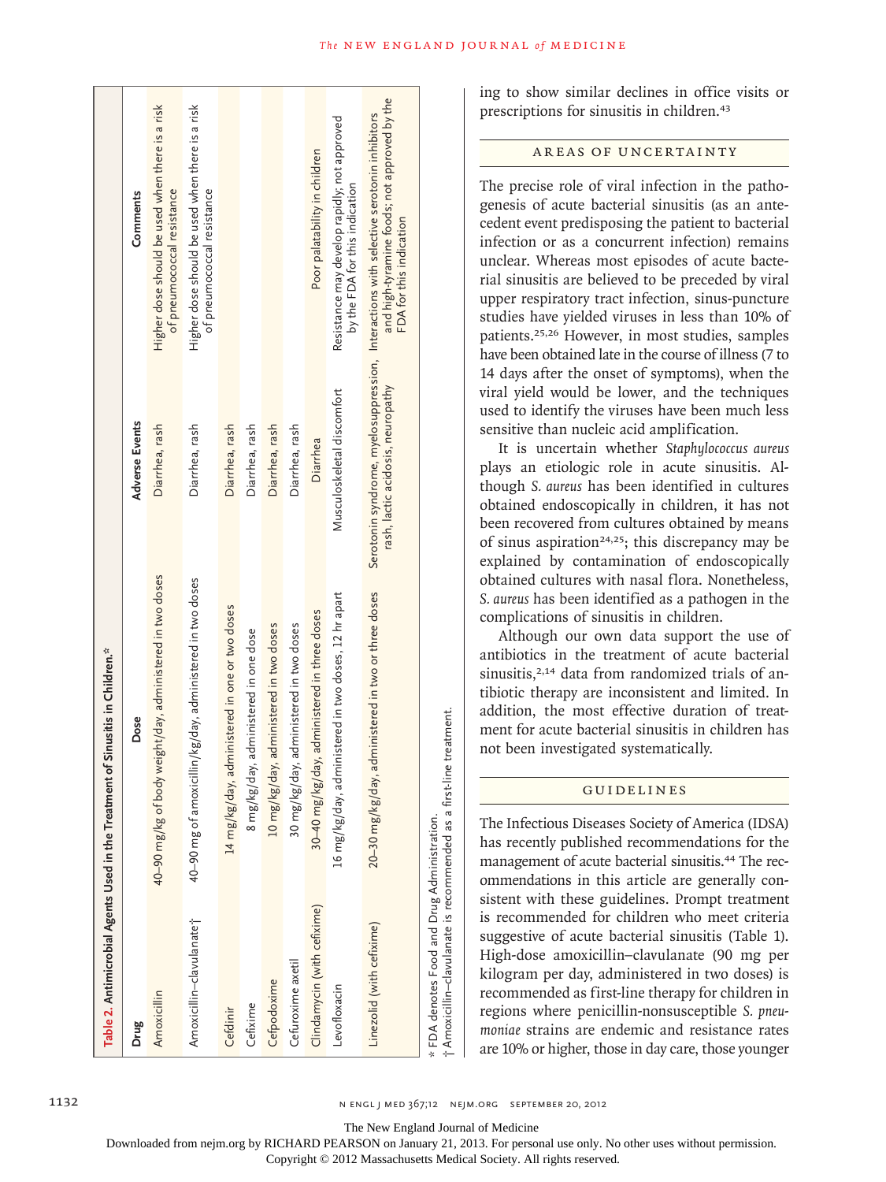**Table 2. Antimicrobial Agents Used in the Treatment of Sinusitis in Children.***

| Drug | Dose | Adverse Events | Comments |
|---|---|---|---|
| Amoxicillin | 40–90 mg/kg of body weight/day, administered in two doses | Diarrhea, rash | Higher dose should be used when there is a risk of pneumococcal resistance |
| Amoxicillin–clavulanate† | 40–90 mg of amoxicillin/kg/day, administered in two doses | Diarrhea, rash | Higher dose should be used when there is a risk of pneumococcal resistance |
| Cefdinir | 14 mg/kg/day, administered in one or two doses | Diarrhea, rash | |
| Cefixime | 8 mg/kg/day, administered in one dose | Diarrhea, rash | |
| Cefpodoxime | 10 mg/kg/day, administered in two doses | Diarrhea, rash | |
| Cefuroxime axetil | 30 mg/kg/day, administered in two doses | Diarrhea, rash | Poor palatability in children |
| Clindamycin (with cefixime) | 30–40 mg/kg/day, administered in three doses | Diarrhea | |
| Levofloxacin | 16 mg/kg/day, administered in two doses, 12 hr apart | Musculoskeletal discomfort | Resistance may develop rapidly; not approved by the FDA for this indication |
| Linezolid (with cefixime) | 20–30 mg/kg/day, administered in two or three doses | Serotonin syndrome, myelosuppression, rash, lactic acidosis, neuropathy | Interactions with selective serotonin inhibitors and high-tyramine foods; not approved by the FDA for this indication |

\* FDA denotes Food and Drug Administration.
† Amoxicillin–clavulanate is recommended as a first-line treatment.

ing to show similar declines in office visits or prescriptions for sinusitis in children.[43]

## AREAS OF UNCERTAINTY

The precise role of viral infection in the pathogenesis of acute bacterial sinusitis (as an antecedent event predisposing the patient to bacterial infection or as a concurrent infection) remains unclear. Whereas most episodes of acute bacterial sinusitis are believed to be preceded by viral upper respiratory tract infection, sinus-puncture studies have yielded viruses in less than 10% of patients.[25,26] However, in most studies, samples have been obtained late in the course of illness (7 to 14 days after the onset of symptoms), when the viral yield would be lower, and the techniques used to identify the viruses have been much less sensitive than nucleic acid amplification.

It is uncertain whether *Staphylococcus aureus* plays an etiologic role in acute sinusitis. Although *S. aureus* has been identified in cultures obtained endoscopically in children, it has not been recovered from cultures obtained by means of sinus aspiration[24,25]; this discrepancy may be explained by contamination of endoscopically obtained cultures with nasal flora. Nonetheless, *S. aureus* has been identified as a pathogen in the complications of sinusitis in children.

Although our own data support the use of antibiotics in the treatment of acute bacterial sinusitis,[2,14] data from randomized trials of antibiotic therapy are inconsistent and limited. In addition, the most effective duration of treatment for acute bacterial sinusitis in children has not been investigated systematically.

## GUIDELINES

The Infectious Diseases Society of America (IDSA) has recently published recommendations for the management of acute bacterial sinusitis.[44] The recommendations in this article are generally consistent with these guidelines. Prompt treatment is recommended for children who meet criteria suggestive of acute bacterial sinusitis (Table 1). High-dose amoxicillin–clavulanate (90 mg per kilogram per day, administered in two doses) is recommended as first-line therapy for children in regions where penicillin-nonsusceptible *S. pneumoniae* strains are endemic and resistance rates are 10% or higher, those in day care, those younger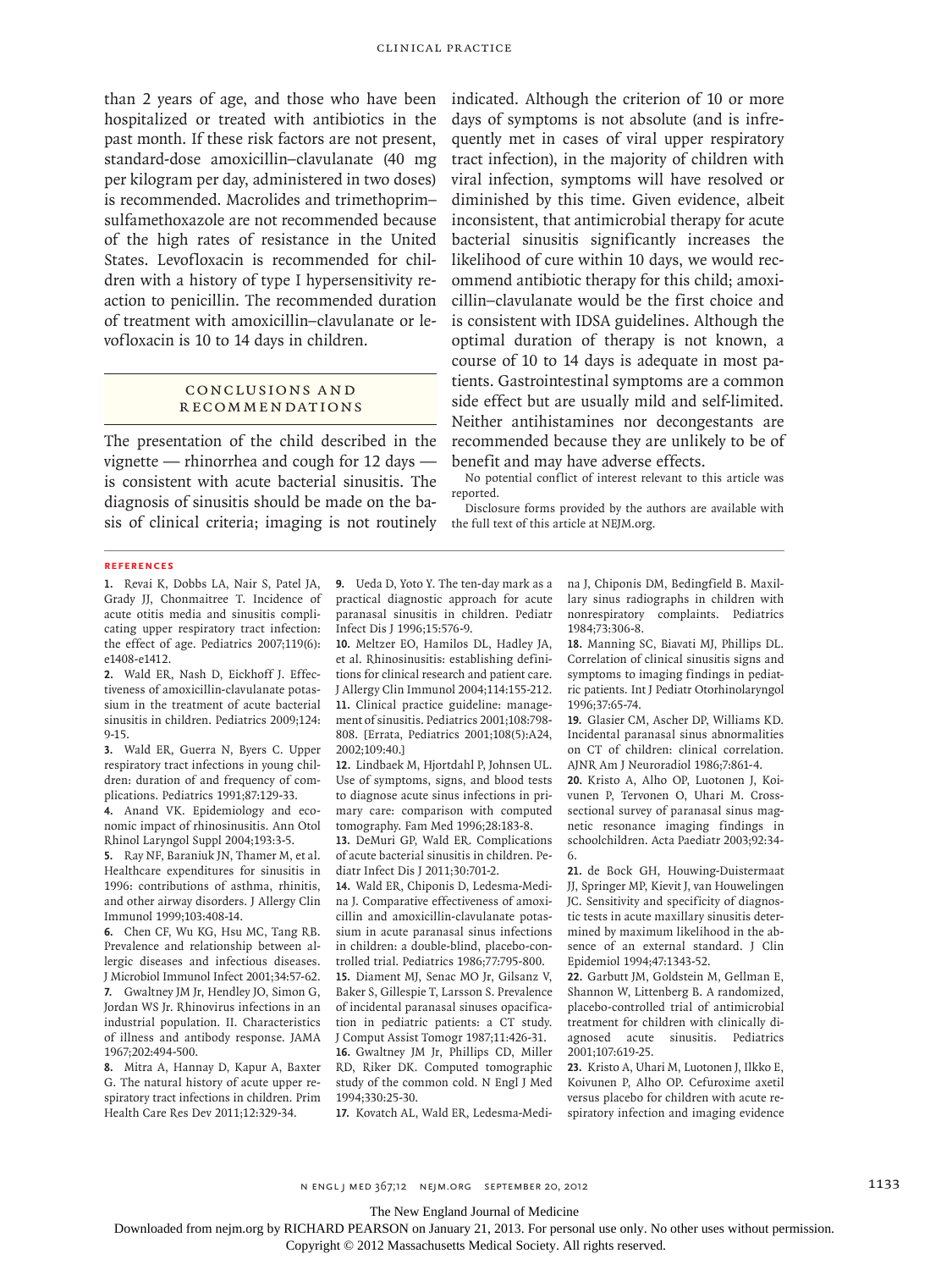than 2 years of age, and those who have been hospitalized or treated with antibiotics in the past month. If these risk factors are not present, standard-dose amoxicillin–clavulanate (40 mg per kilogram per day, administered in two doses) is recommended. Macrolides and trimethoprim–sulfamethoxazole are not recommended because of the high rates of resistance in the United States. Levofloxacin is recommended for children with a history of type I hypersensitivity reaction to penicillin. The recommended duration of treatment with amoxicillin–clavulanate or levofloxacin is 10 to 14 days in children.

## Conclusions and Recommendations

The presentation of the child described in the vignette — rhinorrhea and cough for 12 days — is consistent with acute bacterial sinusitis. The diagnosis of sinusitis should be made on the basis of clinical criteria; imaging is not routinely indicated. Although the criterion of 10 or more days of symptoms is not absolute (and is infrequently met in cases of viral upper respiratory tract infection), in the majority of children with viral infection, symptoms will have resolved or diminished by this time. Given evidence, albeit inconsistent, that antimicrobial therapy for acute bacterial sinusitis significantly increases the likelihood of cure within 10 days, we would recommend antibiotic therapy for this child; amoxicillin–clavulanate would be the first choice and is consistent with IDSA guidelines. Although the optimal duration of therapy is not known, a course of 10 to 14 days is adequate in most patients. Gastrointestinal symptoms are a common side effect but are usually mild and self-limited. Neither antihistamines nor decongestants are recommended because they are unlikely to be of benefit and may have adverse effects.

No potential conflict of interest relevant to this article was reported.

Disclosure forms provided by the authors are available with the full text of this article at NEJM.org.

## References

1. Revai K, Dobbs LA, Nair S, Patel JA, Grady JJ, Chonmaitree T. Incidence of acute otitis media and sinusitis complicating upper respiratory tract infection: the effect of age. Pediatrics 2007;119(6):e1408-e1412.
2. Wald ER, Nash D, Eickhoff J. Effectiveness of amoxicillin-clavulanate potassium in the treatment of acute bacterial sinusitis in children. Pediatrics 2009;124:9-15.
3. Wald ER, Guerra N, Byers C. Upper respiratory tract infections in young children: duration of and frequency of complications. Pediatrics 1991;87:129-33.
4. Anand VK. Epidemiology and economic impact of rhinosinusitis. Ann Otol Rhinol Laryngol Suppl 2004;193:3-5.
5. Ray NF, Baraniuk JN, Thamer M, et al. Healthcare expenditures for sinusitis in 1996: contributions of asthma, rhinitis, and other airway disorders. J Allergy Clin Immunol 1999;103:408-14.
6. Chen CF, Wu KG, Hsu MC, Tang RB. Prevalence and relationship between allergic diseases and infectious diseases. J Microbiol Immunol Infect 2001;34:57-62.
7. Gwaltney JM Jr, Hendley JO, Simon G, Jordan WS Jr. Rhinovirus infections in an industrial population. II. Characteristics of illness and antibody response. JAMA 1967;202:494-500.
8. Mitra A, Hannay D, Kapur A, Baxter G. The natural history of acute upper respiratory tract infections in children. Prim Health Care Res Dev 2011;12:329-34.
9. Ueda D, Yoto Y. The ten-day mark as a practical diagnostic approach for acute paranasal sinusitis in children. Pediatr Infect Dis J 1996;15:576-9.
10. Meltzer EO, Hamilos DL, Hadley JA, et al. Rhinosinusitis: establishing definitions for clinical research and patient care. J Allergy Clin Immunol 2004;114:155-212.
11. Clinical practice guideline: management of sinusitis. Pediatrics 2001;108:798-808. [Errata, Pediatrics 2001;108(5):A24, 2002;109:40.]
12. Lindbaek M, Hjortdahl P, Johnsen UL. Use of symptoms, signs, and blood tests to diagnose acute sinus infections in primary care: comparison with computed tomography. Fam Med 1996;28:183-8.
13. DeMuri GP, Wald ER. Complications of acute bacterial sinusitis in children. Pediatr Infect Dis J 2011;30:701-2.
14. Wald ER, Chiponis D, Ledesma-Medina J. Comparative effectiveness of amoxicillin and amoxicillin-clavulanate potassium in acute paranasal sinus infections in children: a double-blind, placebo-controlled trial. Pediatrics 1986;77:795-800.
15. Diament MJ, Senac MO Jr, Gilsanz V, Baker S, Gillespie T, Larsson S. Prevalence of incidental paranasal sinuses opacification in pediatric patients: a CT study. J Comput Assist Tomogr 1987;11:426-31.
16. Gwaltney JM Jr, Phillips CD, Miller RD, Riker DK. Computed tomographic study of the common cold. N Engl J Med 1994;330:25-30.
17. Kovatch AL, Wald ER, Ledesma-Medina J, Chiponis DM, Bedingfield B. Maxillary sinus radiographs in children with nonrespiratory complaints. Pediatrics 1984;73:306-8.
18. Manning SC, Biavati MJ, Phillips DL. Correlation of clinical sinusitis signs and symptoms to imaging findings in pediatric patients. Int J Pediatr Otorhinolaryngol 1996;37:65-74.
19. Glasier CM, Ascher DP, Williams KD. Incidental paranasal sinus abnormalities on CT of children: clinical correlation. AJNR Am J Neuroradiol 1986;7:861-4.
20. Kristo A, Alho OP, Luotonen J, Koivunen P, Tervonen O, Uhari M. Cross-sectional survey of paranasal sinus magnetic resonance imaging findings in schoolchildren. Acta Paediatr 2003;92:34-6.
21. de Bock GH, Houwing-Duistermaat JJ, Springer MP, Kievit J, van Houwelingen JC. Sensitivity and specificity of diagnostic tests in acute maxillary sinusitis determined by maximum likelihood in the absence of an external standard. J Clin Epidemiol 1994;47:1343-52.
22. Garbutt JM, Goldstein M, Gellman E, Shannon W, Littenberg B. A randomized, placebo-controlled trial of antimicrobial treatment for children with clinically diagnosed acute sinusitis. Pediatrics 2001;107:619-25.
23. Kristo A, Uhari M, Luotonen J, Ilkko E, Koivunen P, Alho OP. Cefuroxime axetil versus placebo for children with acute respiratory infection and imaging evidence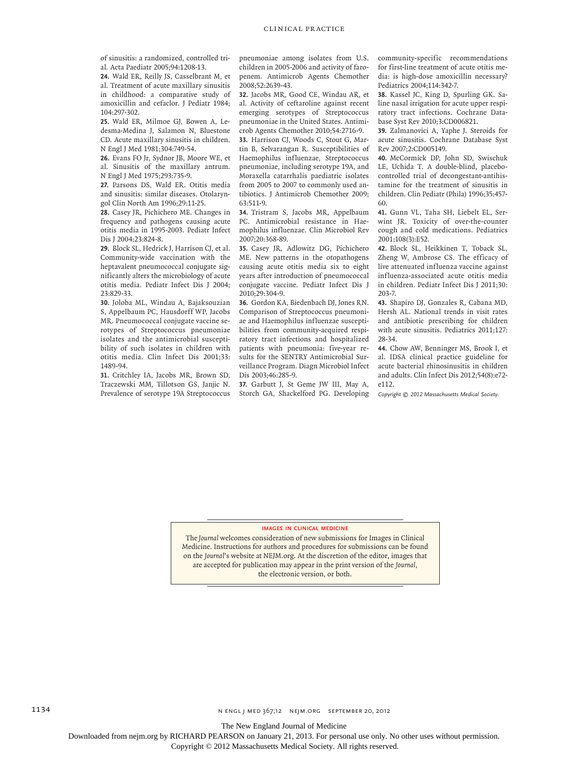of sinusitis: a randomized, controlled trial. Acta Paediatr 2005;94:1208-13.

**24.** Wald ER, Reilly JS, Casselbrant M, et al. Treatment of acute maxillary sinusitis in childhood: a comparative study of amoxicillin and cefaclor. J Pediatr 1984; 104:297-302.

**25.** Wald ER, Milmoe GJ, Bowen A, Ledesma-Medina J, Salamon N, Bluestone CD. Acute maxillary sinusitis in children. N Engl J Med 1981;304:749-54.

**26.** Evans FO Jr, Sydnor JB, Moore WE, et al. Sinusitis of the maxillary antrum. N Engl J Med 1975;293:735-9.

**27.** Parsons DS, Wald ER. Otitis media and sinusitis: similar diseases. Otolaryngol Clin North Am 1996;29:11-25.

**28.** Casey JR, Pichichero ME. Changes in frequency and pathogens causing acute otitis media in 1995-2003. Pediatr Infect Dis J 2004;23:824-8.

**29.** Block SL, Hedrick J, Harrison CJ, et al. Community-wide vaccination with the heptavalent pneumococcal conjugate significantly alters the microbiology of acute otitis media. Pediatr Infect Dis J 2004; 23:829-33.

**30.** Joloba ML, Windau A, Bajaksouzian S, Appelbaum PC, Hausdorff WP, Jacobs MR. Pneumococcal conjugate vaccine serotypes of Streptococcus pneumoniae isolates and the antimicrobial susceptibility of such isolates in children with otitis media. Clin Infect Dis 2001;33: 1489-94.

**31.** Critchley IA, Jacobs MR, Brown SD, Traczewski MM, Tillotson GS, Janjic N. Prevalence of serotype 19A Streptococcus pneumoniae among isolates from U.S. children in 2005-2006 and activity of faropenem. Antimicrob Agents Chemother 2008;52:2639-43.

**32.** Jacobs MR, Good CE, Windau AR, et al. Activity of ceftaroline against recent emerging serotypes of Streptococcus pneumoniae in the United States. Antimicrob Agents Chemother 2010;54:2716-9.

**33.** Harrison CJ, Woods C, Stout G, Martin B, Selvarangan R. Susceptibilities of Haemophilus influenzae, Streptococcus pneumoniae, including serotype 19A, and Moraxella catarrhalis paediatric isolates from 2005 to 2007 to commonly used antibiotics. J Antimicrob Chemother 2009; 63:511-9.

**34.** Tristram S, Jacobs MR, Appelbaum PC. Antimicrobial resistance in Haemophilus influenzae. Clin Microbiol Rev 2007;20:368-89.

**35.** Casey JR, Adlowitz DG, Pichichero ME. New patterns in the otopathogens causing acute otitis media six to eight years after introduction of pneumococcal conjugate vaccine. Pediatr Infect Dis J 2010;29:304-9.

**36.** Gordon KA, Biedenbach DJ, Jones RN. Comparison of Streptococcus pneumoniae and Haemophilus influenzae susceptibilities from community-acquired respiratory tract infections and hospitalized patients with pneumonia: five-year results for the SENTRY Antimicrobial Surveillance Program. Diagn Microbiol Infect Dis 2003;46:285-9.

**37.** Garbutt J, St Geme JW III, May A, Storch GA, Shackelford PG. Developing community-specific recommendations for first-line treatment of acute otitis media: is high-dose amoxicillin necessary? Pediatrics 2004;114:342-7.

**38.** Kassel JC, King D, Spurling GK. Saline nasal irrigation for acute upper respiratory tract infections. Cochrane Database Syst Rev 2010;3:CD006821.

**39.** Zalmanovici A, Yaphe J. Steroids for acute sinusitis. Cochrane Database Syst Rev 2007;2:CD005149.

**40.** McCormick DP, John SD, Swischuk LE, Uchida T. A double-blind, placebo-controlled trial of decongestant-antihistamine for the treatment of sinusitis in children. Clin Pediatr (Phila) 1996;35:457-60.

**41.** Gunn VL, Taha SH, Liebelt EL, Serwint JR. Toxicity of over-the-counter cough and cold medications. Pediatrics 2001;108(3):E52.

**42.** Block SL, Heikkinen T, Toback SL, Zheng W, Ambrose CS. The efficacy of live attenuated influenza vaccine against influenza-associated acute otitis media in children. Pediatr Infect Dis J 2011;30: 203-7.

**43.** Shapiro DJ, Gonzales R, Cabana MD, Hersh AL. National trends in visit rates and antibiotic prescribing for children with acute sinusitis. Pediatrics 2011;127: 28-34.

**44.** Chow AW, Benninger MS, Brook I, et al. IDSA clinical practice guideline for acute bacterial rhinosinusitis in children and adults. Clin Infect Dis 2012;54(8):e72-e112.

*Copyright © 2012 Massachusetts Medical Society.*

**IMAGES IN CLINICAL MEDICINE**

The *Journal* welcomes consideration of new submissions for Images in Clinical Medicine. Instructions for authors and procedures for submissions can be found on the *Journal*'s website at NEJM.org. At the discretion of the editor, images that are accepted for publication may appear in the print version of the *Journal*, the electronic version, or both.